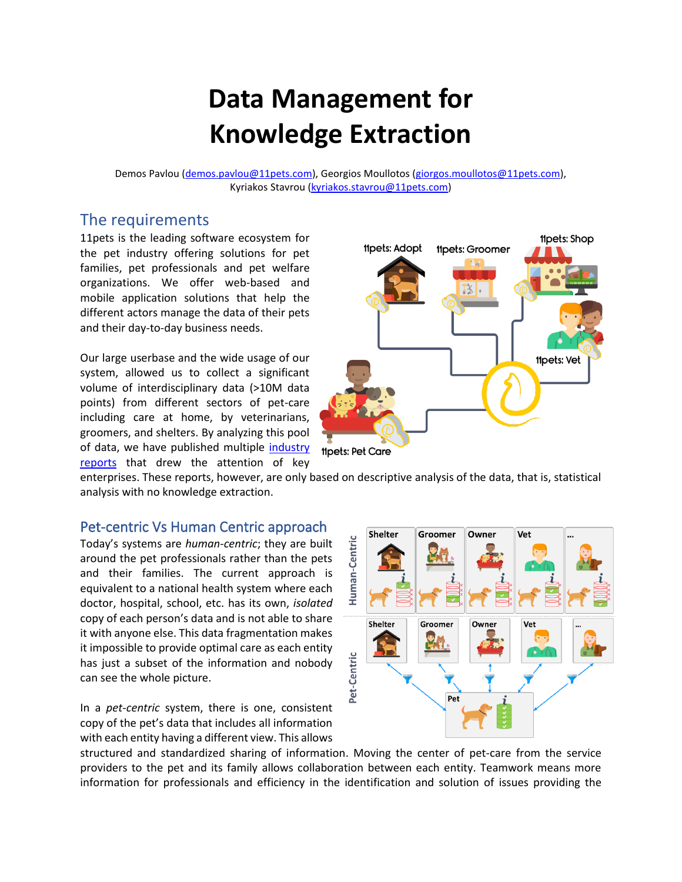# Data Management for Knowledge Extraction

Demos Pavlou (demos.pavlou@11pets.com), Georgios Moullotos (giorgos.moullotos@11pets.com), Kyriakos Stavrou (kyriakos.stavrou@11pets.com)

## The requirements

11pets is the leading software ecosystem for the pet industry offering solutions for pet families, pet professionals and pet welfare organizations. We offer web-based and mobile application solutions that help the different actors manage the data of their pets and their day-to-day business needs.

Our large userbase and the wide usage of our system, allowed us to collect a significant volume of interdisciplinary data (>10M data points) from different sectors of pet-care including care at home, by veterinarians, groomers, and shelters. By analyzing this pool of data, we have published multiple industry reports that drew the attention of key enterprises. These reports, however, are only based on descriptive analysis of the data, that is, statistical analysis with no knowledge extraction.

## Pet-centric Vs Human Centric approach

Today's systems are *human-centric*; they are built around the pet professionals rather than the pets and their families. The current approach is equivalent to a national health system where each doctor, hospital, school, etc. has its own, *isolated* copy of each person's data and is not able to share it with anyone else. This data fragmentation makes it impossible to provide optimal care as each entity has just a subset of the information and nobody can see the whole picture.

In a *pet-centric* system, there is one, consistent copy of the pet's data that includes all information with each entity having a different view. This allows structured and standardized sharing of information. Moving the center of pet-care from the service providers to the pet and its family allows collaboration between each entity. Teamwork means more information for professionals and efficiency in the identification and solution of issues providing the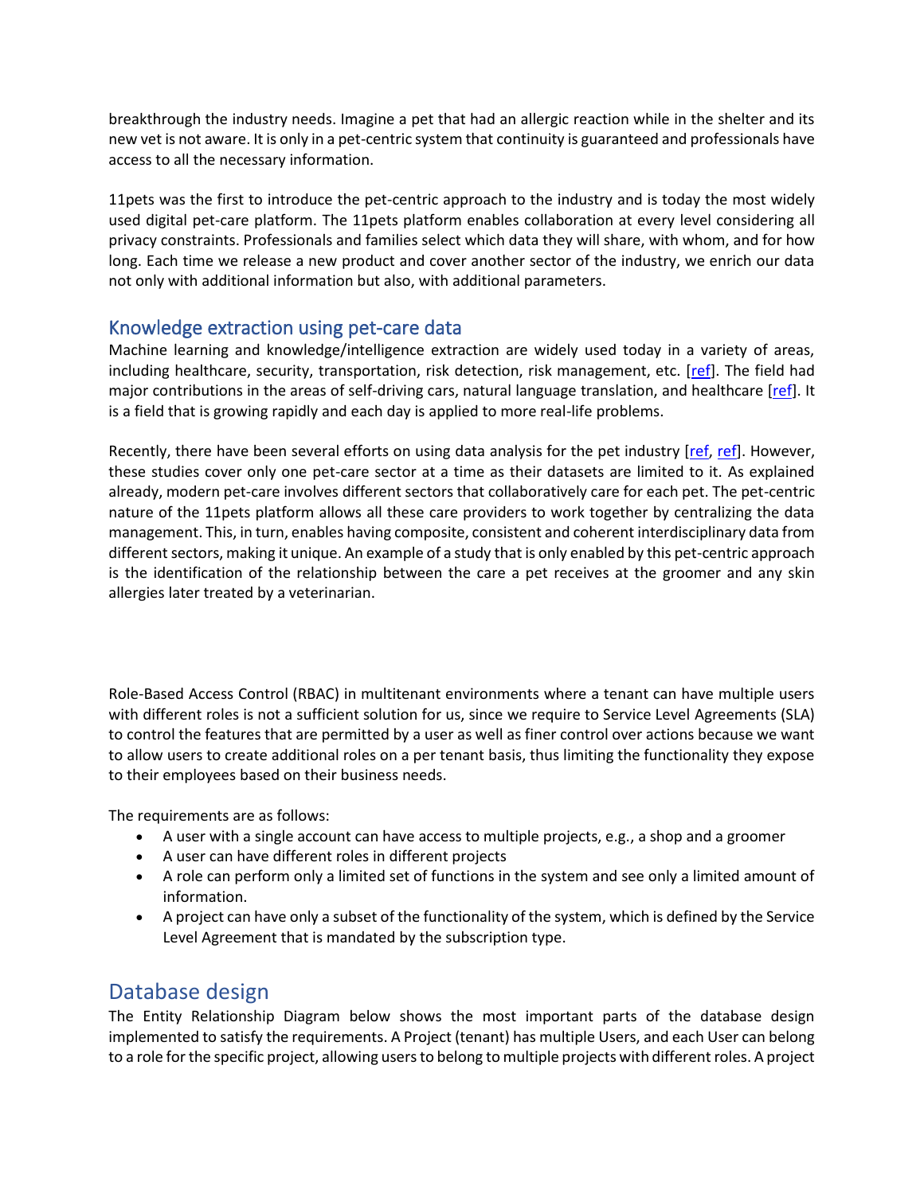breakthrough the industry needs. Imagine a pet that had an allergic reaction while in the shelter and its new vet is not aware. It is only in a pet-centric system that continuity is guaranteed and professionals have access to all the necessary information.

11pets was the first to introduce the pet-centric approach to the industry and is today the most widely used digital pet-care platform. The 11pets platform enables collaboration at every level considering all privacy constraints. Professionals and families select which data they will share, with whom, and for how long. Each time we release a new product and cover another sector of the industry, we enrich our data not only with additional information but also, with additional parameters.

## Knowledge extraction using pet-care data

Machine learning and knowledge/intelligence extraction are widely used today in a variety of areas, including healthcare, security, transportation, risk detection, risk management, etc. [ref]. The field had major contributions in the areas of self-driving cars, natural language translation, and healthcare [ref]. It is a field that is growing rapidly and each day is applied to more real-life problems.

Recently, there have been several efforts on using data analysis for the pet industry [ref, ref]. However, these studies cover only one pet-care sector at a time as their datasets are limited to it. As explained already, modern pet-care involves different sectors that collaboratively care for each pet. The pet-centric nature of the 11pets platform allows all these care providers to work together by centralizing the data management. This, in turn, enables having composite, consistent and coherent interdisciplinary data from different sectors, making it unique. An example of a study that is only enabled by this pet-centric approach is the identification of the relationship between the care a pet receives at the groomer and any skin allergies later treated by a veterinarian.

Role-Based Access Control (RBAC) in multitenant environments where a tenant can have multiple users with different roles is not a sufficient solution for us, since we require to Service Level Agreements (SLA) to control the features that are permitted by a user as well as finer control over actions because we want to allow users to create additional roles on a per tenant basis, thus limiting the functionality they expose to their employees based on their business needs.

The requirements are as follows:

- A user with a single account can have access to multiple projects, e.g., a shop and a groomer
- A user can have different roles in different projects
- A role can perform only a limited set of functions in the system and see only a limited amount of information.
- A project can have only a subset of the functionality of the system, which is defined by the Service Level Agreement that is mandated by the subscription type.

# Database design

The Entity Relationship Diagram below shows the most important parts of the database design implemented to satisfy the requirements. A Project (tenant) has multiple Users, and each User can belong to a role for the specific project, allowing users to belong to multiple projects with different roles. A project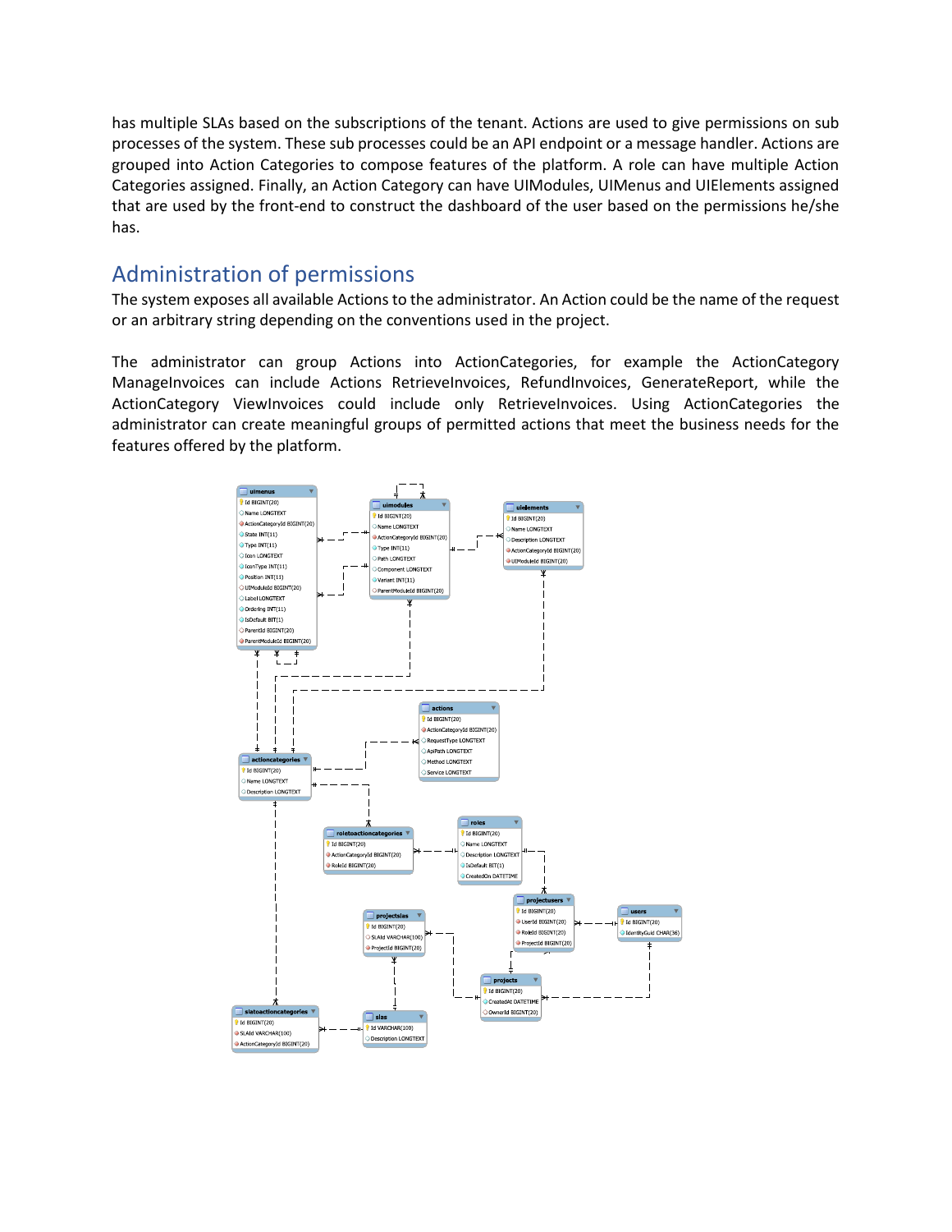has multiple SLAs based on the subscriptions of the tenant. Actions are used to give permissions on sub processes of the system. These sub processes could be an API endpoint or a message handler. Actions are grouped into Action Categories to compose features of the platform. A role can have multiple Action Categories assigned. Finally, an Action Category can have UIModules, UIMenus and UIElements assigned that are used by the front-end to construct the dashboard of the user based on the permissions he/she has.

## Administration of permissions

The system exposes all available Actions to the administrator. An Action could be the name of the request or an arbitrary string depending on the conventions used in the project.

The administrator can group Actions into ActionCategories, for example the ActionCategory ManageInvoices can include Actions RetrieveInvoices, RefundInvoices, GenerateReport, while the ActionCategory ViewInvoices could include only RetrieveInvoices. Using ActionCategories the administrator can create meaningful groups of permitted actions that meet the business needs for the features offered by the platform.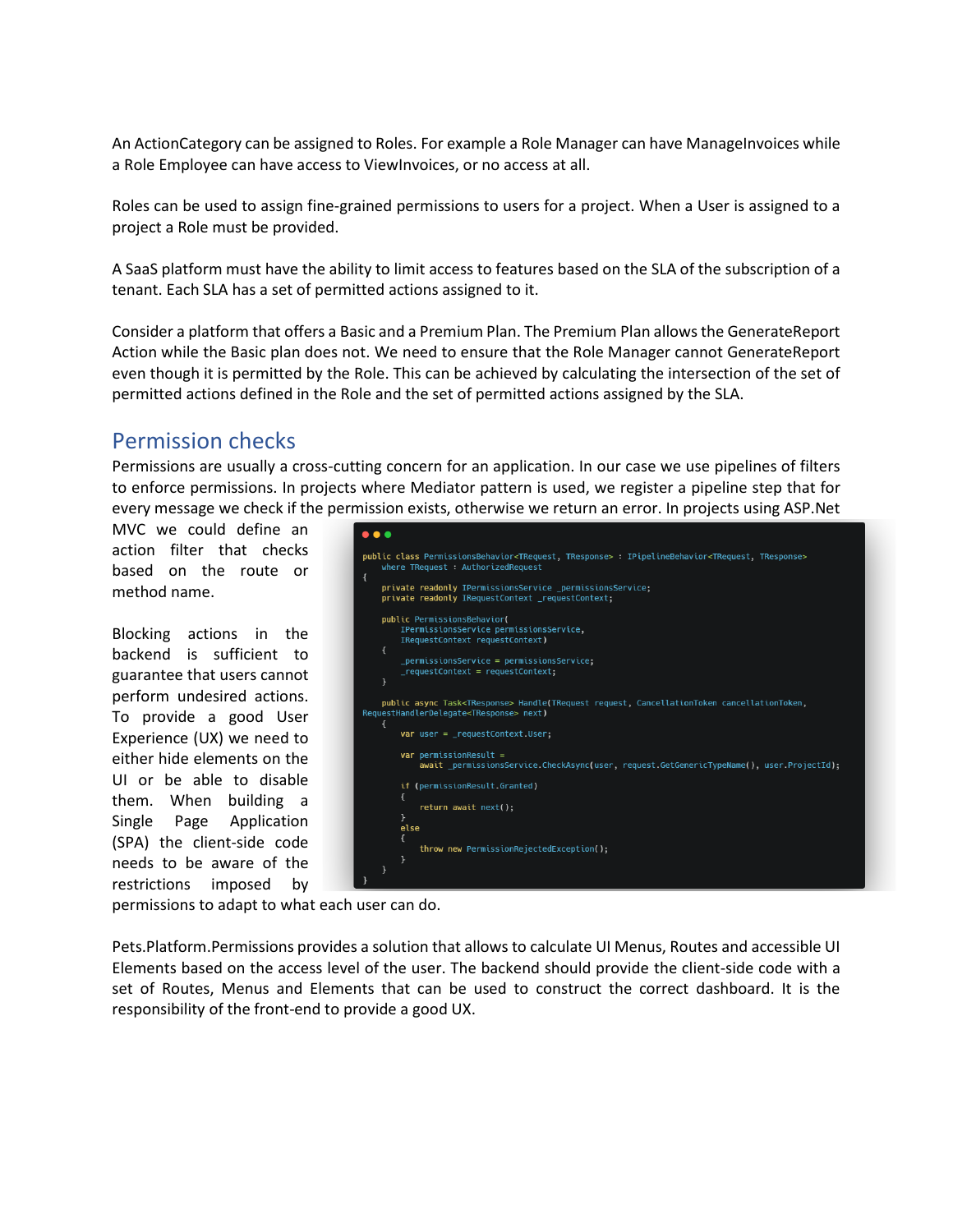An ActionCategory can be assigned to Roles. For example a Role Manager can have ManageInvoices while a Role Employee can have access to ViewInvoices, or no access at all.

Roles can be used to assign fine-grained permissions to users for a project. When a User is assigned to a project a Role must be provided.

A SaaS platform must have the ability to limit access to features based on the SLA of the subscription of a tenant. Each SLA has a set of permitted actions assigned to it.

Consider a platform that offers a Basic and a Premium Plan. The Premium Plan allows the GenerateReport Action while the Basic plan does not. We need to ensure that the Role Manager cannot GenerateReport even though it is permitted by the Role. This can be achieved by calculating the intersection of the set of permitted actions defined in the Role and the set of permitted actions assigned by the SLA.

## Permission checks

Permissions are usually a cross-cutting concern for an application. In our case we use pipelines of filters to enforce permissions. In projects where Mediator pattern is used, we register a pipeline step that for every message we check if the permission exists, otherwise we return an error. In projects using ASP.Net MVC we could define an action filter that checks based on the route or method name.

```
public class PermissionsBehavior<TRequest, TResponse> : IPipelineBehavior<TRequest, TResponse>
    where TRequest : AuthorizedRequest
{
    private readonly IPermissionsService _permissionsService;
    private readonly IRequestContext _requestContext;

    public PermissionsBehavior(
        IPermissionsService permissionsService,
        IRequestContext requestContext)
    {
        _permissionsService = permissionsService;
        _requestContext = requestContext;
    }

    public async Task<TResponse> Handle(TRequest request, CancellationToken cancellationToken,
RequestHandlerDelegate<TResponse> next)
    {
        var user = _requestContext.User;

        var permissionResult =
            await _permissionsService.CheckAsync(user, request.GetGenericTypeName(), user.ProjectId);

        if (permissionResult.Granted)
        {
            return await next();
        }
        else
        {
            throw new PermissionRejectedException();
        }
    }
}
```

Blocking actions in the backend is sufficient to guarantee that users cannot perform undesired actions. To provide a good User Experience (UX) we need to either hide elements on the UI or be able to disable them. When building a Single Page Application (SPA) the client-side code needs to be aware of the restrictions imposed by permissions to adapt to what each user can do.

Pets.Platform.Permissions provides a solution that allows to calculate UI Menus, Routes and accessible UI Elements based on the access level of the user. The backend should provide the client-side code with a set of Routes, Menus and Elements that can be used to construct the correct dashboard. It is the responsibility of the front-end to provide a good UX.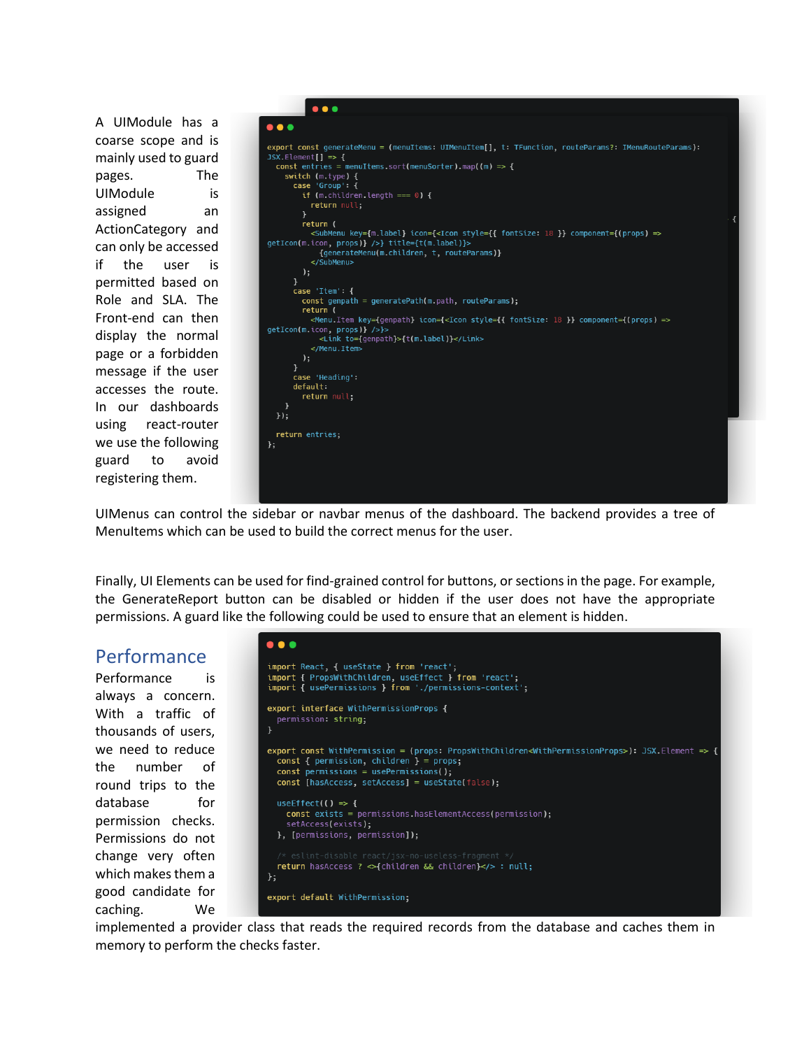A UIModule has a coarse scope and is mainly used to guard pages. The UIModule is assigned an ActionCategory and can only be accessed if the user is permitted based on Role and SLA. The Front-end can then display the normal page or a forbidden message if the user accesses the route. In our dashboards using react-router we use the following guard to avoid registering them.

```tsx
export const generateMenu = (menuItems: UIMenuItem[], t: TFunction, routeParams?: IMenuRouteParams): JSX.Element[] => {
  const entries = menuItems.sort(menuSorter).map((m) => {
    switch (m.type) {
      case 'Group': {
        if (m.children.length === 0) {
          return null;
        }
        return (
          <SubMenu key={m.label} icon={<Icon style={{ fontSize: 18 }} component={(props) => getIcon(m.icon, props)} />} title={t(m.label)}>
            {generateMenu(m.children, t, routeParams)}
          </SubMenu>
        );
      }
      case 'Item': {
        const genpath = generatePath(m.path, routeParams);
        return (
          <Menu.Item key={genpath} icon={<Icon style={{ fontSize: 18 }} component={(props) => getIcon(m.icon, props)} />}>
            <Link to={genpath}>{t(m.label)}</Link>
          </Menu.Item>
        );
      }
      case 'Heading':
      default:
        return null;
    }
  });

  return entries;
};
```

UIMenus can control the sidebar or navbar menus of the dashboard. The backend provides a tree of MenuItems which can be used to build the correct menus for the user.

Finally, UI Elements can be used for find-grained control for buttons, or sections in the page. For example, the GenerateReport button can be disabled or hidden if the user does not have the appropriate permissions. A guard like the following could be used to ensure that an element is hidden.

```tsx
import React, { useState } from 'react';
import { PropsWithChildren, useEffect } from 'react';
import { usePermissions } from './permissions-context';

export interface WithPermissionProps {
  permission: string;
}

export const WithPermission = (props: PropsWithChildren<WithPermissionProps>): JSX.Element => {
  const { permission, children } = props;
  const permissions = usePermissions();
  const [hasAccess, setAccess] = useState(false);

  useEffect(() => {
    const exists = permissions.hasElementAccess(permission);
    setAccess(exists);
  }, [permissions, permission]);

  /* eslint-disable react/jsx-no-useless-fragment */
  return hasAccess ? <>{children && children}</> : null;
};

export default WithPermission;
```

## Performance

Performance is always a concern. With a traffic of thousands of users, we need to reduce the number of round trips to the database for permission checks. Permissions do not change very often which makes them a good candidate for caching. We implemented a provider class that reads the required records from the database and caches them in memory to perform the checks faster.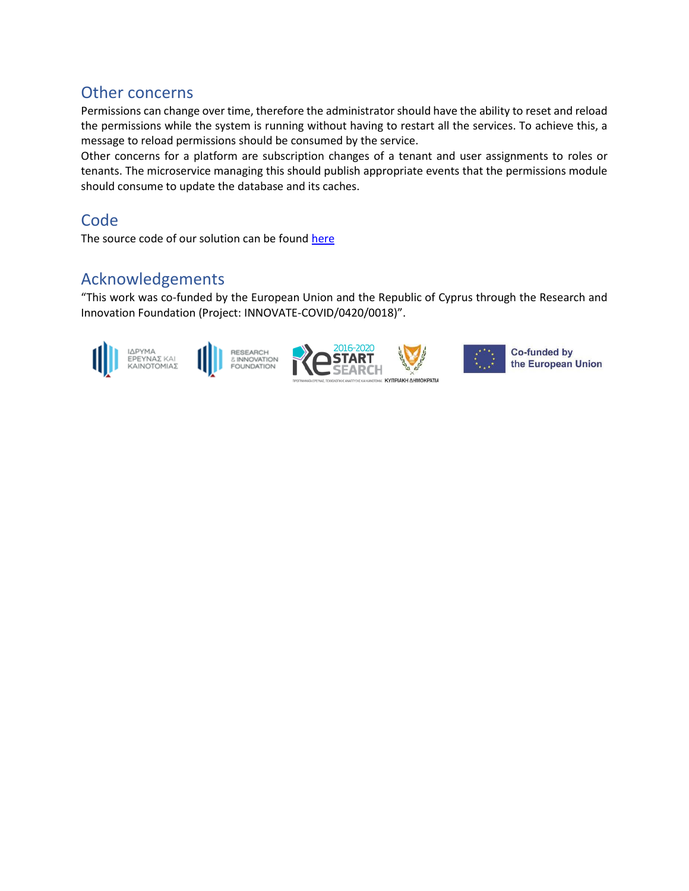## Other concerns

Permissions can change over time, therefore the administrator should have the ability to reset and reload the permissions while the system is running without having to restart all the services. To achieve this, a message to reload permissions should be consumed by the service.

Other concerns for a platform are subscription changes of a tenant and user assignments to roles or tenants. The microservice managing this should publish appropriate events that the permissions module should consume to update the database and its caches.

## Code

The source code of our solution can be found here

## Acknowledgements

"This work was co-funded by the European Union and the Republic of Cyprus through the Research and Innovation Foundation (Project: INNOVATE-COVID/0420/0018)".